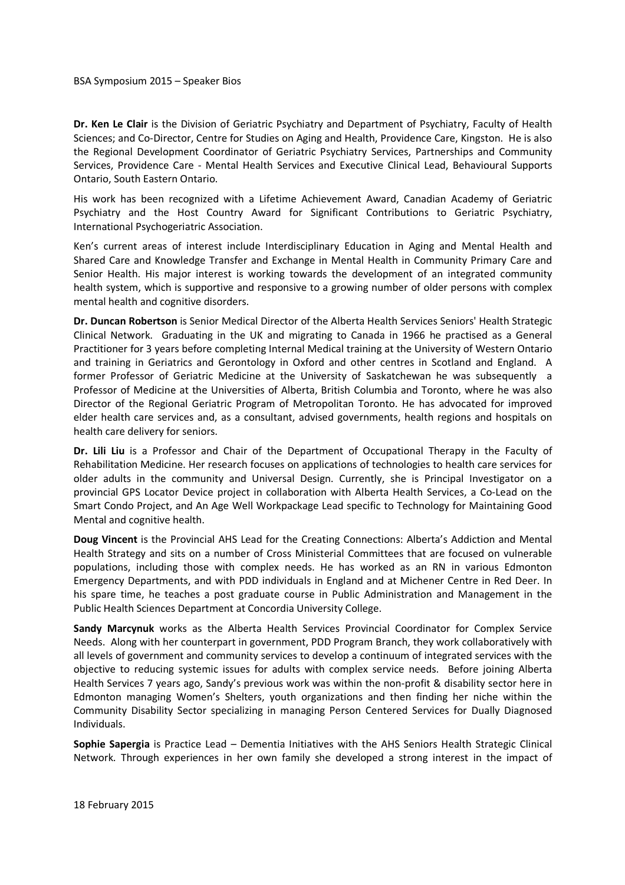BSA Symposium 2015 – Speaker Bios

**Dr. Ken Le Clair** is the Division of Geriatric Psychiatry and Department of Psychiatry, Faculty of Health Sciences; and Co-Director, Centre for Studies on Aging and Health, Providence Care, Kingston. He is also the Regional Development Coordinator of Geriatric Psychiatry Services, Partnerships and Community Services, Providence Care - Mental Health Services and Executive Clinical Lead, Behavioural Supports Ontario, South Eastern Ontario.

His work has been recognized with a Lifetime Achievement Award, Canadian Academy of Geriatric Psychiatry and the Host Country Award for Significant Contributions to Geriatric Psychiatry, International Psychogeriatric Association.

Ken's current areas of interest include Interdisciplinary Education in Aging and Mental Health and Shared Care and Knowledge Transfer and Exchange in Mental Health in Community Primary Care and Senior Health. His major interest is working towards the development of an integrated community health system, which is supportive and responsive to a growing number of older persons with complex mental health and cognitive disorders.

**Dr. Duncan Robertson** is Senior Medical Director of the Alberta Health Services Seniors' Health Strategic Clinical Network. Graduating in the UK and migrating to Canada in 1966 he practised as a General Practitioner for 3 years before completing Internal Medical training at the University of Western Ontario and training in Geriatrics and Gerontology in Oxford and other centres in Scotland and England. A former Professor of Geriatric Medicine at the University of Saskatchewan he was subsequently a Professor of Medicine at the Universities of Alberta, British Columbia and Toronto, where he was also Director of the Regional Geriatric Program of Metropolitan Toronto. He has advocated for improved elder health care services and, as a consultant, advised governments, health regions and hospitals on health care delivery for seniors.

**Dr. Lili Liu** is a Professor and Chair of the Department of Occupational Therapy in the Faculty of Rehabilitation Medicine. Her research focuses on applications of technologies to health care services for older adults in the community and Universal Design. Currently, she is Principal Investigator on a provincial GPS Locator Device project in collaboration with Alberta Health Services, a Co-Lead on the Smart Condo Project, and An Age Well Workpackage Lead specific to Technology for Maintaining Good Mental and cognitive health.

**Doug Vincent** is the Provincial AHS Lead for the Creating Connections: Alberta's Addiction and Mental Health Strategy and sits on a number of Cross Ministerial Committees that are focused on vulnerable populations, including those with complex needs. He has worked as an RN in various Edmonton Emergency Departments, and with PDD individuals in England and at Michener Centre in Red Deer. In his spare time, he teaches a post graduate course in Public Administration and Management in the Public Health Sciences Department at Concordia University College.

**Sandy Marcynuk** works as the Alberta Health Services Provincial Coordinator for Complex Service Needs. Along with her counterpart in government, PDD Program Branch, they work collaboratively with all levels of government and community services to develop a continuum of integrated services with the objective to reducing systemic issues for adults with complex service needs. Before joining Alberta Health Services 7 years ago, Sandy's previous work was within the non-profit & disability sector here in Edmonton managing Women's Shelters, youth organizations and then finding her niche within the Community Disability Sector specializing in managing Person Centered Services for Dually Diagnosed Individuals.

**Sophie Sapergia** is Practice Lead – Dementia Initiatives with the AHS Seniors Health Strategic Clinical Network. Through experiences in her own family she developed a strong interest in the impact of

18 February 2015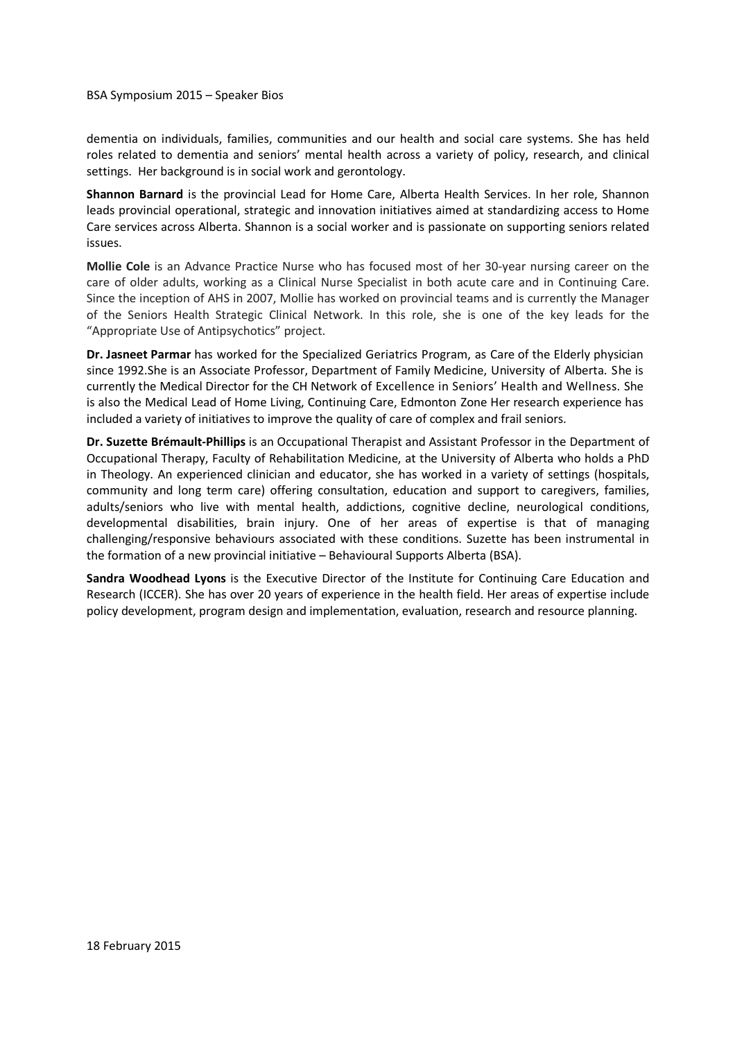dementia on individuals, families, communities and our health and social care systems. She has held roles related to dementia and seniors' mental health across a variety of policy, research, and clinical settings. Her background is in social work and gerontology.

**Shannon Barnard** is the provincial Lead for Home Care, Alberta Health Services. In her role, Shannon leads provincial operational, strategic and innovation initiatives aimed at standardizing access to Home Care services across Alberta. Shannon is a social worker and is passionate on supporting seniors related issues.

**Mollie Cole** is an Advance Practice Nurse who has focused most of her 30-year nursing career on the care of older adults, working as a Clinical Nurse Specialist in both acute care and in Continuing Care. Since the inception of AHS in 2007, Mollie has worked on provincial teams and is currently the Manager of the Seniors Health Strategic Clinical Network. In this role, she is one of the key leads for the "Appropriate Use of Antipsychotics" project.

**Dr. Jasneet Parmar** has worked for the Specialized Geriatrics Program, as Care of the Elderly physician since 1992.She is an Associate Professor, Department of Family Medicine, University of Alberta. She is currently the Medical Director for the CH Network of Excellence in Seniors' Health and Wellness. She is also the Medical Lead of Home Living, Continuing Care, Edmonton Zone Her research experience has included a variety of initiatives to improve the quality of care of complex and frail seniors.

**Dr. Suzette Brémault-Phillips** is an Occupational Therapist and Assistant Professor in the Department of Occupational Therapy, Faculty of Rehabilitation Medicine, at the University of Alberta who holds a PhD in Theology. An experienced clinician and educator, she has worked in a variety of settings (hospitals, community and long term care) offering consultation, education and support to caregivers, families, adults/seniors who live with mental health, addictions, cognitive decline, neurological conditions, developmental disabilities, brain injury. One of her areas of expertise is that of managing challenging/responsive behaviours associated with these conditions. Suzette has been instrumental in the formation of a new provincial initiative – Behavioural Supports Alberta (BSA).

**Sandra Woodhead Lyons** is the Executive Director of the Institute for Continuing Care Education and Research (ICCER). She has over 20 years of experience in the health field. Her areas of expertise include policy development, program design and implementation, evaluation, research and resource planning.